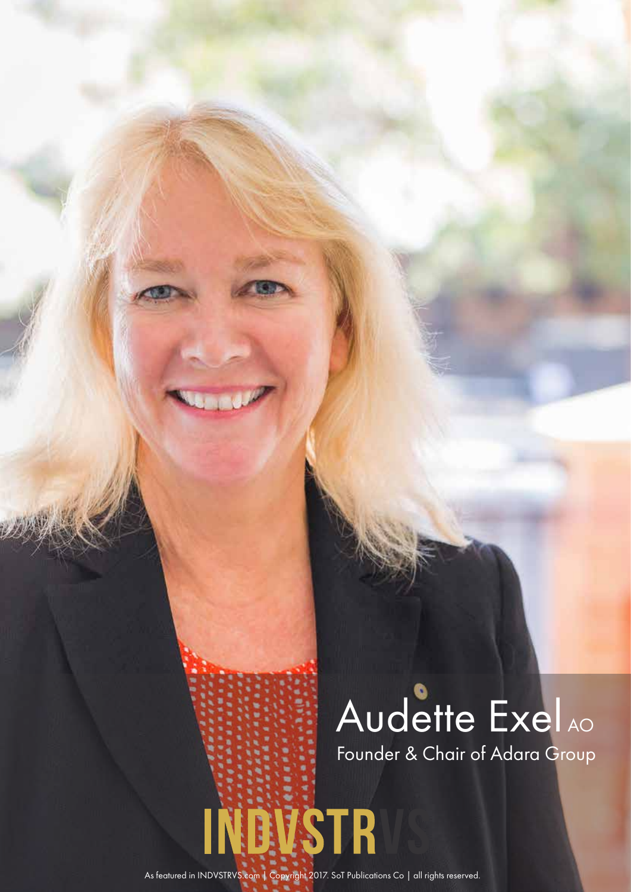# Audette Exel AO

Founder & Chair of Adara Group

INDVSTRVS

As featured in INDVSTRVS.com | Copyright 2017. SoT Publications Co | all rights reserved.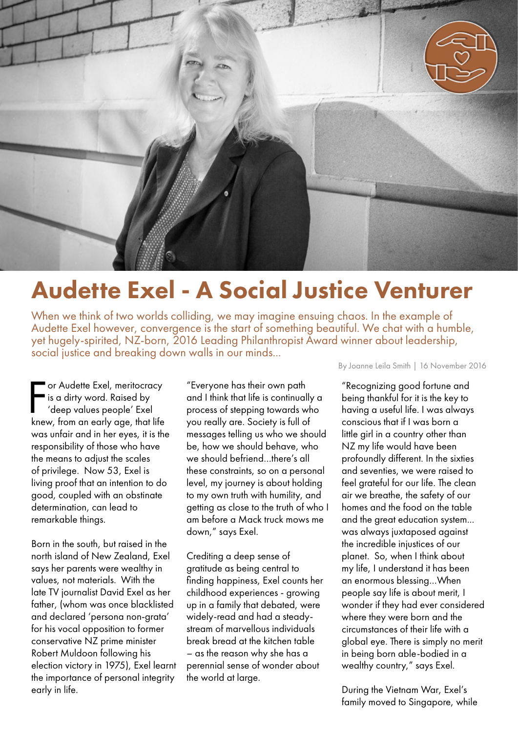# Audette Exel - A Social Justice Venturer

When we think of two worlds colliding, we may imagine ensuing chaos. In the example of Audette Exel however, convergence is the start of something beautiful. We chat with a humble, yet hugely-spirited, NZ-born, 2016 Leading Philanthropist Award winner about leadership, social justice and breaking down walls in our minds...

By Joanne Leila Smith | 16 November 2016

For Audette Exel, meritocracy is a dirty word. Raised by 'deep values people' Exel knew, from an early age, that life was unfair and in her eyes, it is the responsibility of those who have the means to adjust the scales of privilege. Now 53, Exel is living proof that an intention to do good, coupled with an obstinate determination, can lead to remarkable things.

Born in the south, but raised in the north island of New Zealand, Exel says her parents were wealthy in values, not materials. With the late TV journalist David Exel as her father, (whom was once blacklisted and declared 'persona non-grata' for his vocal opposition to former conservative NZ prime minister Robert Muldoon following his election victory in 1975), Exel learnt the importance of personal integrity early in life.

"Everyone has their own path and I think that life is continually a process of stepping towards who you really are. Society is full of messages telling us who we should be, how we should behave, who we should befriend...there's all these constraints, so on a personal level, my journey is about holding to my own truth with humility, and getting as close to the truth of who I am before a Mack truck mows me down," says Exel.

Crediting a deep sense of gratitude as being central to finding happiness, Exel counts her childhood experiences - growing up in a family that debated, were widely-read and had a steady-stream of marvellous individuals break bread at the kitchen table – as the reason why she has a perennial sense of wonder about the world at large.

"Recognizing good fortune and being thankful for it is the key to having a useful life. I was always conscious that if I was born a little girl in a country other than NZ my life would have been profoundly different. In the sixties and seventies, we were raised to feel grateful for our life. The clean air we breathe, the safety of our homes and the food on the table and the great education system... was always juxtaposed against the incredible injustices of our planet. So, when I think about my life, I understand it has been an enormous blessing...When people say life is about merit, I wonder if they had ever considered where they were born and the circumstances of their life with a global eye. There is simply no merit in being born able-bodied in a wealthy country," says Exel.

During the Vietnam War, Exel's family moved to Singapore, while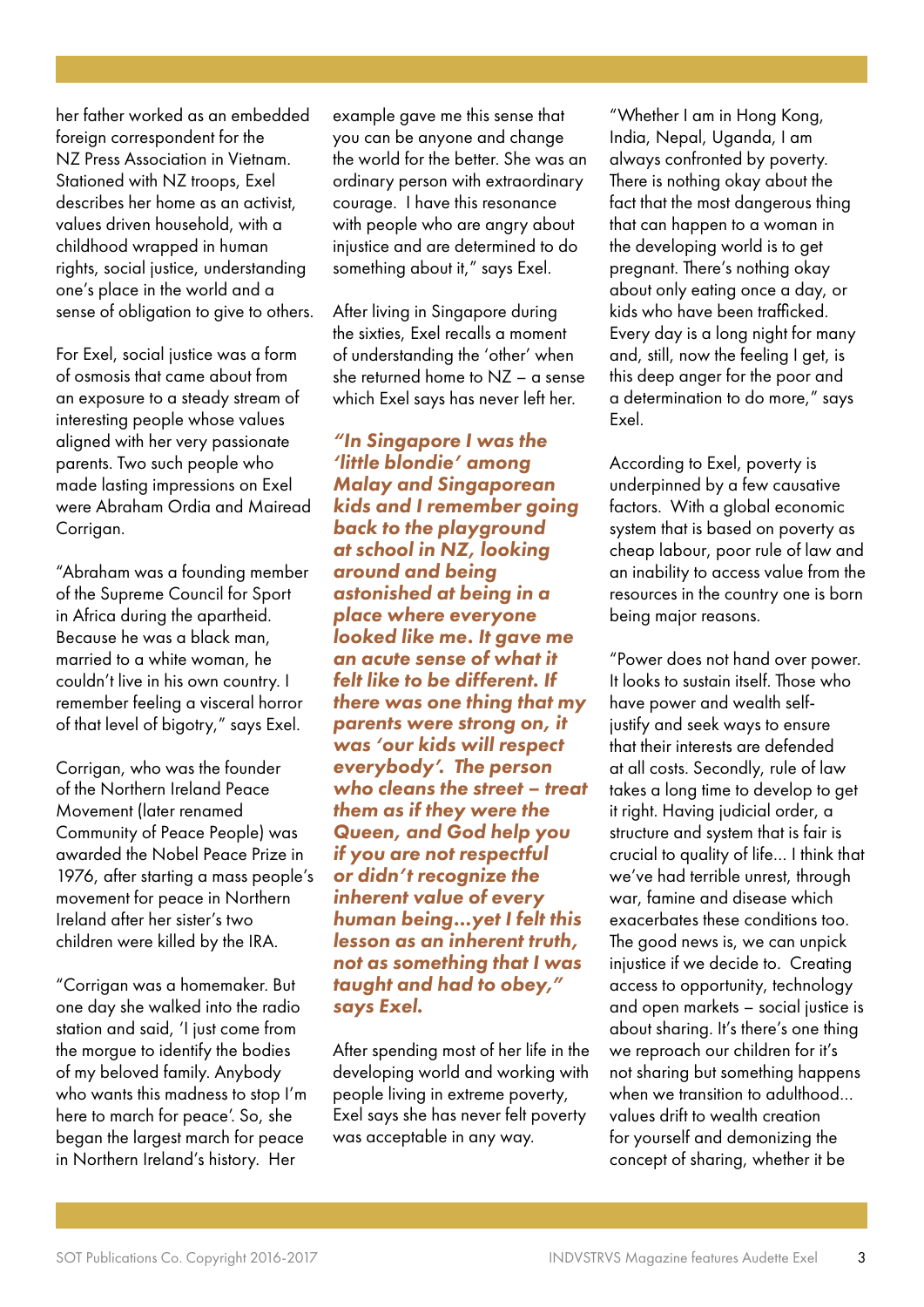her father worked as an embedded foreign correspondent for the NZ Press Association in Vietnam. Stationed with NZ troops, Exel describes her home as an activist, values driven household, with a childhood wrapped in human rights, social justice, understanding one's place in the world and a sense of obligation to give to others.

For Exel, social justice was a form of osmosis that came about from an exposure to a steady stream of interesting people whose values aligned with her very passionate parents. Two such people who made lasting impressions on Exel were Abraham Ordia and Mairead Corrigan.

"Abraham was a founding member of the Supreme Council for Sport in Africa during the apartheid. Because he was a black man, married to a white woman, he couldn't live in his own country. I remember feeling a visceral horror of that level of bigotry," says Exel.

Corrigan, who was the founder of the Northern Ireland Peace Movement (later renamed Community of Peace People) was awarded the Nobel Peace Prize in 1976, after starting a mass people's movement for peace in Northern Ireland after her sister's two children were killed by the IRA.

"Corrigan was a homemaker. But one day she walked into the radio station and said, 'I just come from the morgue to identify the bodies of my beloved family. Anybody who wants this madness to stop I'm here to march for peace'. So, she began the largest march for peace in Northern Ireland's history. Her example gave me this sense that you can be anyone and change the world for the better. She was an ordinary person with extraordinary courage. I have this resonance with people who are angry about injustice and are determined to do something about it," says Exel.

After living in Singapore during the sixties, Exel recalls a moment of understanding the 'other' when she returned home to NZ – a sense which Exel says has never left her.

***"In Singapore I was the 'little blondie' among Malay and Singaporean kids and I remember going back to the playground at school in NZ, looking around and being astonished at being in a place where everyone looked like me. It gave me an acute sense of what it felt like to be different. If there was one thing that my parents were strong on, it was 'our kids will respect everybody'. The person who cleans the street – treat them as if they were the Queen, and God help you if you are not respectful or didn't recognize the inherent value of every human being…yet I felt this lesson as an inherent truth, not as something that I was taught and had to obey," says Exel.***

After spending most of her life in the developing world and working with people living in extreme poverty, Exel says she has never felt poverty was acceptable in any way.

"Whether I am in Hong Kong, India, Nepal, Uganda, I am always confronted by poverty. There is nothing okay about the fact that the most dangerous thing that can happen to a woman in the developing world is to get pregnant. There's nothing okay about only eating once a day, or kids who have been trafficked. Every day is a long night for many and, still, now the feeling I get, is this deep anger for the poor and a determination to do more," says Exel.

According to Exel, poverty is underpinned by a few causative factors. With a global economic system that is based on poverty as cheap labour, poor rule of law and an inability to access value from the resources in the country one is born being major reasons.

"Power does not hand over power. It looks to sustain itself. Those who have power and wealth self-justify and seek ways to ensure that their interests are defended at all costs. Secondly, rule of law takes a long time to develop to get it right. Having judicial order, a structure and system that is fair is crucial to quality of life... I think that we've had terrible unrest, through war, famine and disease which exacerbates these conditions too. The good news is, we can unpick injustice if we decide to. Creating access to opportunity, technology and open markets – social justice is about sharing. It's there's one thing we reproach our children for it's not sharing but something happens when we transition to adulthood... values drift to wealth creation for yourself and demonizing the concept of sharing, whether it be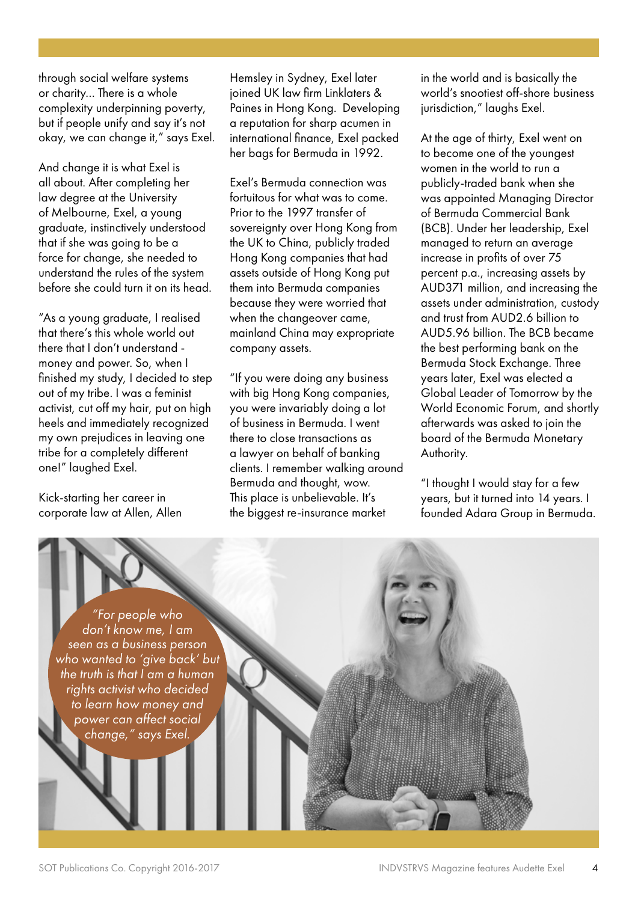through social welfare systems or charity... There is a whole complexity underpinning poverty, but if people unify and say it's not okay, we can change it," says Exel.

And change it is what Exel is all about. After completing her law degree at the University of Melbourne, Exel, a young graduate, instinctively understood that if she was going to be a force for change, she needed to understand the rules of the system before she could turn it on its head.

"As a young graduate, I realised that there's this whole world out there that I don't understand - money and power. So, when I finished my study, I decided to step out of my tribe. I was a feminist activist, cut off my hair, put on high heels and immediately recognized my own prejudices in leaving one tribe for a completely different one!" laughed Exel.

Kick-starting her career in corporate law at Allen, Allen Hemsley in Sydney, Exel later joined UK law firm Linklaters & Paines in Hong Kong. Developing a reputation for sharp acumen in international finance, Exel packed her bags for Bermuda in 1992.

Exel's Bermuda connection was fortuitous for what was to come. Prior to the 1997 transfer of sovereignty over Hong Kong from the UK to China, publicly traded Hong Kong companies that had assets outside of Hong Kong put them into Bermuda companies because they were worried that when the changeover came, mainland China may expropriate company assets.

"If you were doing any business with big Hong Kong companies, you were invariably doing a lot of business in Bermuda. I went there to close transactions as a lawyer on behalf of banking clients. I remember walking around Bermuda and thought, wow. This place is unbelievable. It's the biggest re-insurance market in the world and is basically the world's snootiest off-shore business jurisdiction," laughs Exel.

At the age of thirty, Exel went on to become one of the youngest women in the world to run a publicly-traded bank when she was appointed Managing Director of Bermuda Commercial Bank (BCB). Under her leadership, Exel managed to return an average increase in profits of over 75 percent p.a., increasing assets by AUD371 million, and increasing the assets under administration, custody and trust from AUD2.6 billion to AUD5.96 billion. The BCB became the best performing bank on the Bermuda Stock Exchange. Three years later, Exel was elected a Global Leader of Tomorrow by the World Economic Forum, and shortly afterwards was asked to join the board of the Bermuda Monetary Authority.

"I thought I would stay for a few years, but it turned into 14 years. I founded Adara Group in Bermuda.

*"For people who don't know me, I am seen as a business person who wanted to 'give back' but the truth is that I am a human rights activist who decided to learn how money and power can affect social change," says Exel.*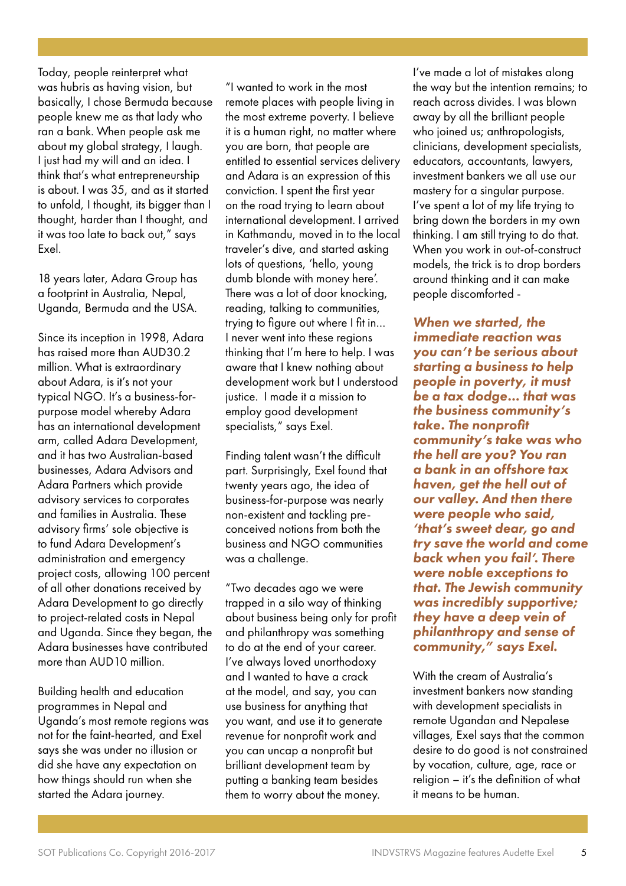Today, people reinterpret what was hubris as having vision, but basically, I chose Bermuda because people knew me as that lady who ran a bank. When people ask me about my global strategy, I laugh. I just had my will and an idea. I think that's what entrepreneurship is about. I was 35, and as it started to unfold, I thought, its bigger than I thought, harder than I thought, and it was too late to back out," says Exel.

18 years later, Adara Group has a footprint in Australia, Nepal, Uganda, Bermuda and the USA.

Since its inception in 1998, Adara has raised more than AUD30.2 million. What is extraordinary about Adara, is it's not your typical NGO. It's a business-for-purpose model whereby Adara has an international development arm, called Adara Development, and it has two Australian-based businesses, Adara Advisors and Adara Partners which provide advisory services to corporates and families in Australia. These advisory firms' sole objective is to fund Adara Development's administration and emergency project costs, allowing 100 percent of all other donations received by Adara Development to go directly to project-related costs in Nepal and Uganda. Since they began, the Adara businesses have contributed more than AUD10 million.

Building health and education programmes in Nepal and Uganda's most remote regions was not for the faint-hearted, and Exel says she was under no illusion or did she have any expectation on how things should run when she started the Adara journey.

"I wanted to work in the most remote places with people living in the most extreme poverty. I believe it is a human right, no matter where you are born, that people are entitled to essential services delivery and Adara is an expression of this conviction. I spent the first year on the road trying to learn about international development. I arrived in Kathmandu, moved in to the local traveler's dive, and started asking lots of questions, 'hello, young dumb blonde with money here'. There was a lot of door knocking, reading, talking to communities, trying to figure out where I fit in... I never went into these regions thinking that I'm here to help. I was aware that I knew nothing about development work but I understood justice. I made it a mission to employ good development specialists," says Exel.

Finding talent wasn't the difficult part. Surprisingly, Exel found that twenty years ago, the idea of business-for-purpose was nearly non-existent and tackling pre-conceived notions from both the business and NGO communities was a challenge.

"Two decades ago we were trapped in a silo way of thinking about business being only for profit and philanthropy was something to do at the end of your career. I've always loved unorthodoxy and I wanted to have a crack at the model, and say, you can use business for anything that you want, and use it to generate revenue for nonprofit work and you can uncap a nonprofit but brilliant development team by putting a banking team besides them to worry about the money.

I've made a lot of mistakes along the way but the intention remains; to reach across divides. I was blown away by all the brilliant people who joined us; anthropologists, clinicians, development specialists, educators, accountants, lawyers, investment bankers we all use our mastery for a singular purpose. I've spent a lot of my life trying to bring down the borders in my own thinking. I am still trying to do that. When you work in out-of-construct models, the trick is to drop borders around thinking and it can make people discomforted -

***When we started, the immediate reaction was you can't be serious about starting a business to help people in poverty, it must be a tax dodge... that was the business community's take. The nonprofit community's take was who the hell are you? You ran a bank in an offshore tax haven, get the hell out of our valley. And then there were people who said, 'that's sweet dear, go and try save the world and come back when you fail'. There were noble exceptions to that. The Jewish community was incredibly supportive; they have a deep vein of philanthropy and sense of community," says Exel.***

With the cream of Australia's investment bankers now standing with development specialists in remote Ugandan and Nepalese villages, Exel says that the common desire to do good is not constrained by vocation, culture, age, race or religion – it's the definition of what it means to be human.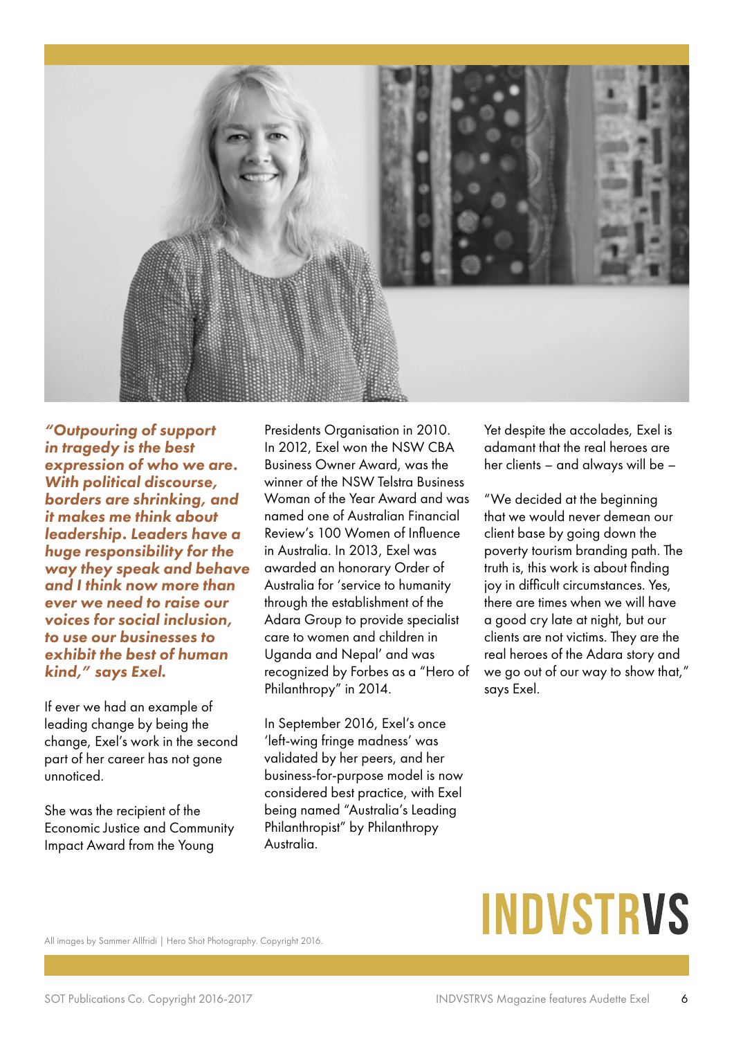***"Outpouring of support in tragedy is the best expression of who we are. With political discourse, borders are shrinking, and it makes me think about leadership. Leaders have a huge responsibility for the way they speak and behave and I think now more than ever we need to raise our voices for social inclusion, to use our businesses to exhibit the best of human kind," says Exel.***

If ever we had an example of leading change by being the change, Exel's work in the second part of her career has not gone unnoticed.

She was the recipient of the Economic Justice and Community Impact Award from the Young Presidents Organisation in 2010. In 2012, Exel won the NSW CBA Business Owner Award, was the winner of the NSW Telstra Business Woman of the Year Award and was named one of Australian Financial Review's 100 Women of Influence in Australia. In 2013, Exel was awarded an honorary Order of Australia for 'service to humanity through the establishment of the Adara Group to provide specialist care to women and children in Uganda and Nepal' and was recognized by Forbes as a "Hero of Philanthropy" in 2014.

In September 2016, Exel's once 'left-wing fringe madness' was validated by her peers, and her business-for-purpose model is now considered best practice, with Exel being named "Australia's Leading Philanthropist" by Philanthropy Australia.

Yet despite the accolades, Exel is adamant that the real heroes are her clients – and always will be –

"We decided at the beginning that we would never demean our client base by going down the poverty tourism branding path. The truth is, this work is about finding joy in difficult circumstances. Yes, there are times when we will have a good cry late at night, but our clients are not victims. They are the real heroes of the Adara story and we go out of our way to show that," says Exel.

All images by Sammer Allfridi | Hero Shot Photography. Copyright 2016.

INDVSTRVS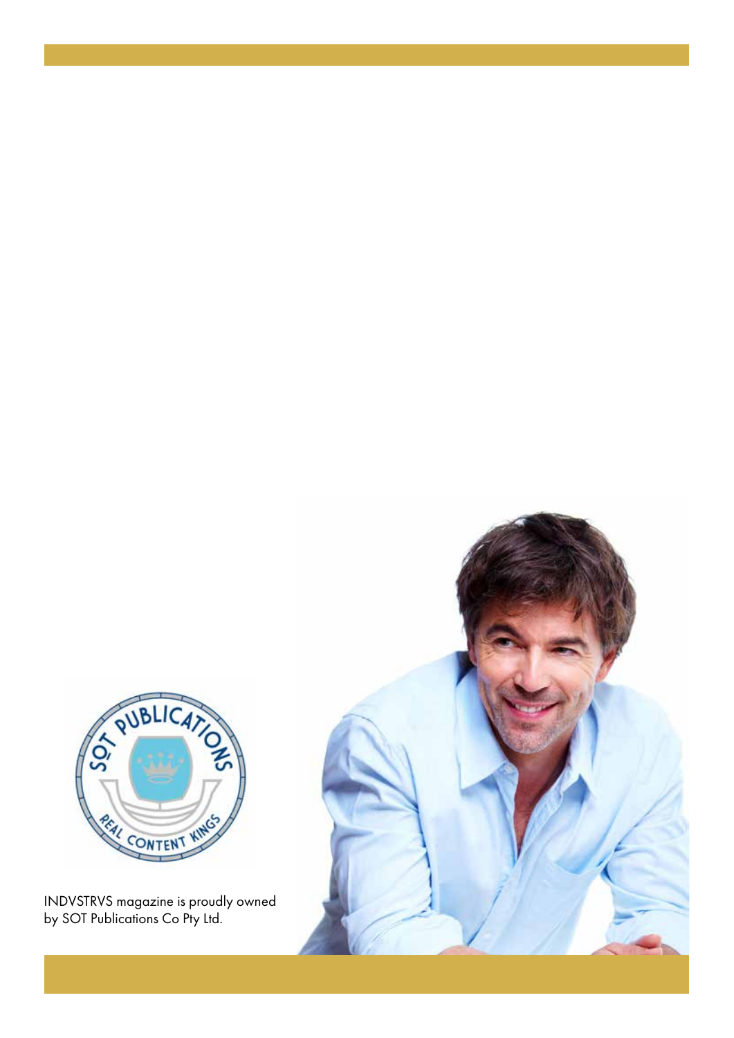INDVSTRVS magazine is proudly owned by SOT Publications Co Pty Ltd.